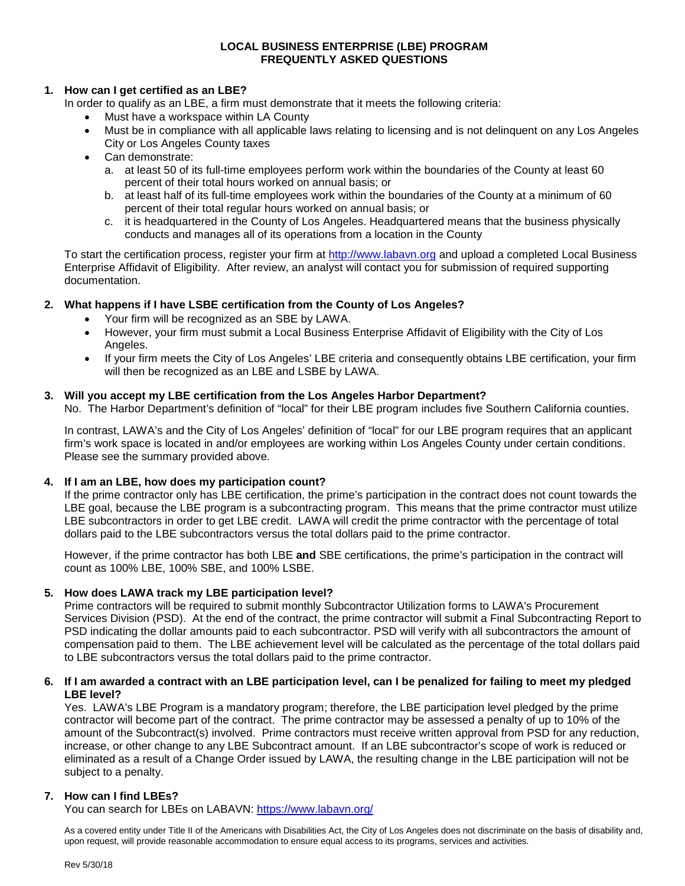# LOCAL BUSINESS ENTERPRISE (LBE) PROGRAM
# FREQUENTLY ASKED QUESTIONS

**1. How can I get certified as an LBE?**

In order to qualify as an LBE, a firm must demonstrate that it meets the following criteria:

- Must have a workspace within LA County
- Must be in compliance with all applicable laws relating to licensing and is not delinquent on any Los Angeles City or Los Angeles County taxes
- Can demonstrate:
  a. at least 50 of its full-time employees perform work within the boundaries of the County at least 60 percent of their total hours worked on annual basis; or
  b. at least half of its full-time employees work within the boundaries of the County at a minimum of 60 percent of their total regular hours worked on annual basis; or
  c. it is headquartered in the County of Los Angeles. Headquartered means that the business physically conducts and manages all of its operations from a location in the County

To start the certification process, register your firm at http://www.labavn.org and upload a completed Local Business Enterprise Affidavit of Eligibility. After review, an analyst will contact you for submission of required supporting documentation.

**2. What happens if I have LSBE certification from the County of Los Angeles?**

- Your firm will be recognized as an SBE by LAWA.
- However, your firm must submit a Local Business Enterprise Affidavit of Eligibility with the City of Los Angeles.
- If your firm meets the City of Los Angeles' LBE criteria and consequently obtains LBE certification, your firm will then be recognized as an LBE and LSBE by LAWA.

**3. Will you accept my LBE certification from the Los Angeles Harbor Department?**

No. The Harbor Department's definition of "local" for their LBE program includes five Southern California counties.

In contrast, LAWA's and the City of Los Angeles' definition of "local" for our LBE program requires that an applicant firm's work space is located in and/or employees are working within Los Angeles County under certain conditions. Please see the summary provided above.

**4. If I am an LBE, how does my participation count?**

If the prime contractor only has LBE certification, the prime's participation in the contract does not count towards the LBE goal, because the LBE program is a subcontracting program. This means that the prime contractor must utilize LBE subcontractors in order to get LBE credit. LAWA will credit the prime contractor with the percentage of total dollars paid to the LBE subcontractors versus the total dollars paid to the prime contractor.

However, if the prime contractor has both LBE **and** SBE certifications, the prime's participation in the contract will count as 100% LBE, 100% SBE, and 100% LSBE.

**5. How does LAWA track my LBE participation level?**

Prime contractors will be required to submit monthly Subcontractor Utilization forms to LAWA's Procurement Services Division (PSD). At the end of the contract, the prime contractor will submit a Final Subcontracting Report to PSD indicating the dollar amounts paid to each subcontractor. PSD will verify with all subcontractors the amount of compensation paid to them. The LBE achievement level will be calculated as the percentage of the total dollars paid to LBE subcontractors versus the total dollars paid to the prime contractor.

**6. If I am awarded a contract with an LBE participation level, can I be penalized for failing to meet my pledged LBE level?**

Yes. LAWA's LBE Program is a mandatory program; therefore, the LBE participation level pledged by the prime contractor will become part of the contract. The prime contractor may be assessed a penalty of up to 10% of the amount of the Subcontract(s) involved. Prime contractors must receive written approval from PSD for any reduction, increase, or other change to any LBE Subcontract amount. If an LBE subcontractor's scope of work is reduced or eliminated as a result of a Change Order issued by LAWA, the resulting change in the LBE participation will not be subject to a penalty.

**7. How can I find LBEs?**

You can search for LBEs on LABAVN: https://www.labavn.org/

As a covered entity under Title II of the Americans with Disabilities Act, the City of Los Angeles does not discriminate on the basis of disability and, upon request, will provide reasonable accommodation to ensure equal access to its programs, services and activities.

Rev 5/30/18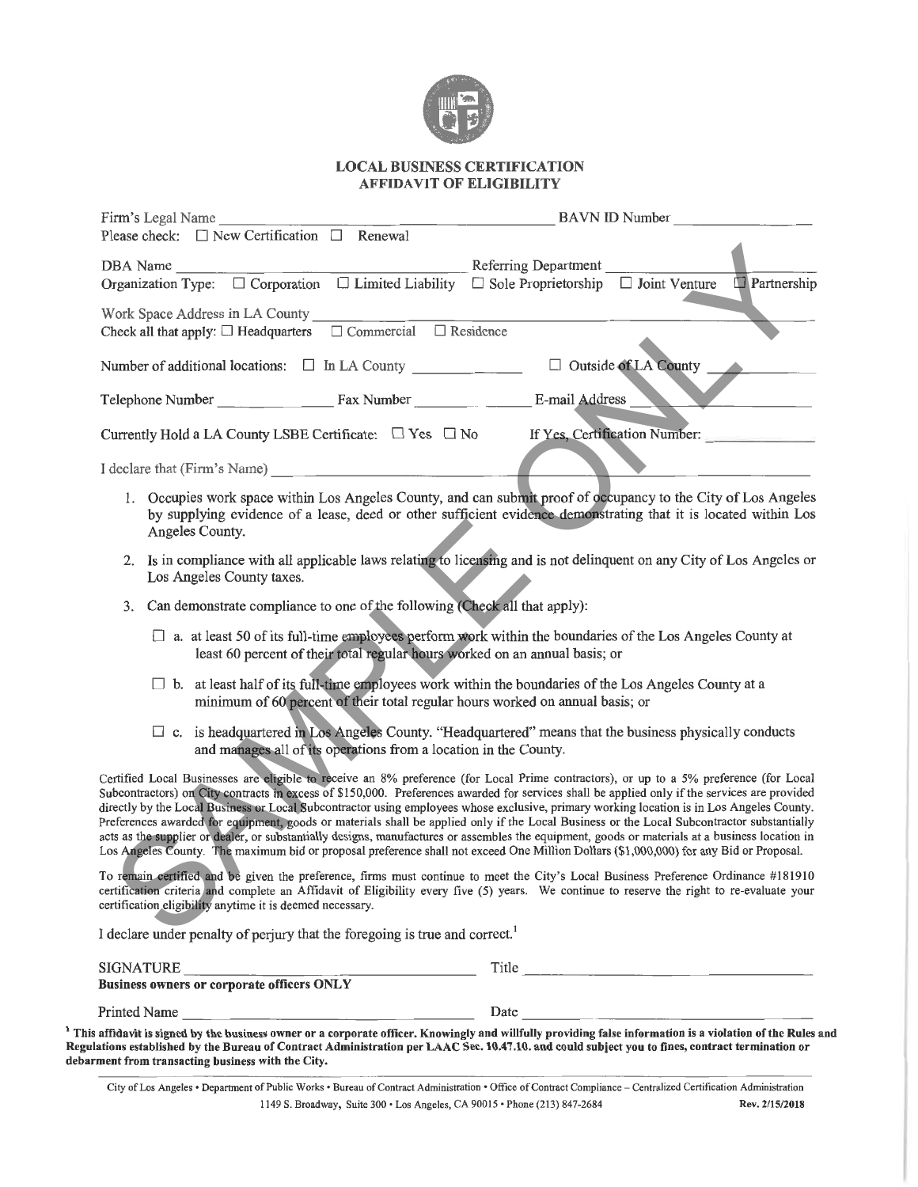# LOCAL BUSINESS CERTIFICATION
## AFFIDAVIT OF ELIGIBILITY

Firm's Legal Name ______________________________ BAVN ID Number ______________

Please check: ☐ New Certification ☐ Renewal

DBA Name ______________________________ Referring Department ______________

Organization Type: ☐ Corporation ☐ Limited Liability ☐ Sole Proprietorship ☐ Joint Venture ☐ Partnership

Work Space Address in LA County ______________________________

Check all that apply: ☐ Headquarters ☐ Commercial ☐ Residence

Number of additional locations: ☐ In LA County ______________ ☐ Outside of LA County ______________

Telephone Number ______________ Fax Number ______________ E-mail Address ______________

Currently Hold a LA County LSBE Certificate: ☐ Yes ☐ No If Yes, Certification Number: ______________

I declare that (Firm's Name) ______________________________

1. Occupies work space within Los Angeles County, and can submit proof of occupancy to the City of Los Angeles by supplying evidence of a lease, deed or other sufficient evidence demonstrating that it is located within Los Angeles County.
2. Is in compliance with all applicable laws relating to licensing and is not delinquent on any City of Los Angeles or Los Angeles County taxes.
3. Can demonstrate compliance to one of the following (Check all that apply):
   - ☐ a. at least 50 of its full-time employees perform work within the boundaries of the Los Angeles County at least 60 percent of their total regular hours worked on an annual basis; or
   - ☐ b. at least half of its full-time employees work within the boundaries of the Los Angeles County at a minimum of 60 percent of their total regular hours worked on annual basis; or
   - ☐ c. is headquartered in Los Angeles County. "Headquartered" means that the business physically conducts and manages all of its operations from a location in the County.

Certified Local Businesses are eligible to receive an 8% preference (for Local Prime contractors), or up to a 5% preference (for Local Subcontractors) on City contracts in excess of $150,000. Preferences awarded for services shall be applied only if the services are provided directly by the Local Business or Local Subcontractor using employees whose exclusive, primary working location is in Los Angeles County. Preferences awarded for equipment, goods or materials shall be applied only if the Local Business or the Local Subcontractor substantially acts as the supplier or dealer, or substantially designs, manufactures or assembles the equipment, goods or materials at a business location in Los Angeles County. The maximum bid or proposal preference shall not exceed One Million Dollars ($1,000,000) for any Bid or Proposal.

To remain certified and be given the preference, firms must continue to meet the City's Local Business Preference Ordinance #181910 certification criteria and complete an Affidavit of Eligibility every five (5) years. We continue to reserve the right to re-evaluate your certification eligibility anytime it is deemed necessary.

I declare under penalty of perjury that the foregoing is true and correct.[1]

SIGNATURE ______________________________ Title ______________________________

**Business owners or corporate officers ONLY**

Printed Name ______________________________ Date ______________________________

**[1] This affidavit is signed by the business owner or a corporate officer. Knowingly and willfully providing false information is a violation of the Rules and Regulations established by the Bureau of Contract Administration per LAAC Sec. 10.47.10. and could subject you to fines, contract termination or debarment from transacting business with the City.**

City of Los Angeles • Department of Public Works • Bureau of Contract Administration • Office of Contract Compliance – Centralized Certification Administration
1149 S. Broadway, Suite 300 • Los Angeles, CA 90015 • Phone (213) 847-2684 Rev. 2/15/2018